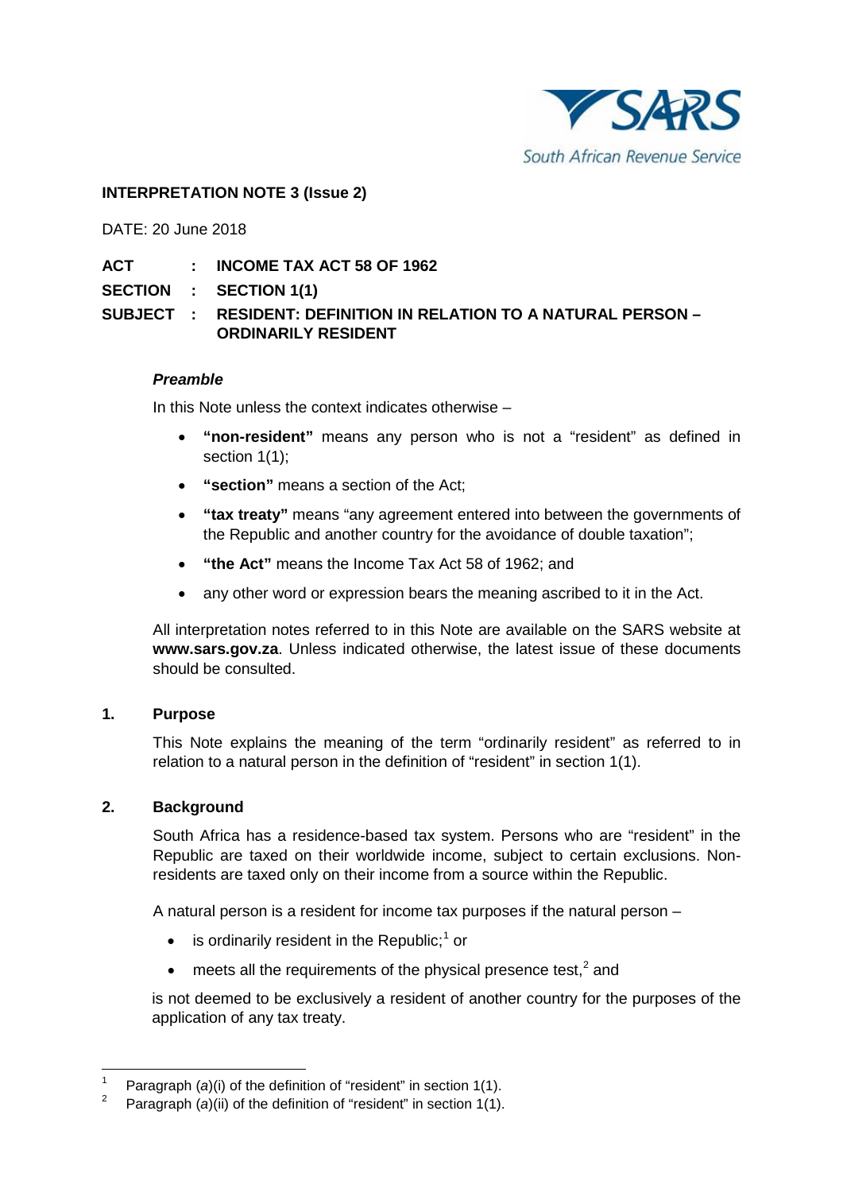**INTERPRETATION NOTE 3 (Issue 2)**

DATE: 20 June 2018

**ACT : INCOME TAX ACT 58 OF 1962**

**SECTION : SECTION 1(1)**

**SUBJECT : RESIDENT: DEFINITION IN RELATION TO A NATURAL PERSON – ORDINARILY RESIDENT**

***Preamble***

In this Note unless the context indicates otherwise –

- **"non-resident"** means any person who is not a "resident" as defined in section 1(1);
- **"section"** means a section of the Act;
- **"tax treaty"** means "any agreement entered into between the governments of the Republic and another country for the avoidance of double taxation";
- **"the Act"** means the Income Tax Act 58 of 1962; and
- any other word or expression bears the meaning ascribed to it in the Act.

All interpretation notes referred to in this Note are available on the SARS website at **www.sars.gov.za**. Unless indicated otherwise, the latest issue of these documents should be consulted.

## 1. Purpose

This Note explains the meaning of the term "ordinarily resident" as referred to in relation to a natural person in the definition of "resident" in section 1(1).

## 2. Background

South Africa has a residence-based tax system. Persons who are "resident" in the Republic are taxed on their worldwide income, subject to certain exclusions. Non-residents are taxed only on their income from a source within the Republic.

A natural person is a resident for income tax purposes if the natural person –

- is ordinarily resident in the Republic;[1] or
- meets all the requirements of the physical presence test,[2] and

is not deemed to be exclusively a resident of another country for the purposes of the application of any tax treaty.

[1] Paragraph (*a*)(i) of the definition of "resident" in section 1(1).

[2] Paragraph (*a*)(ii) of the definition of "resident" in section 1(1).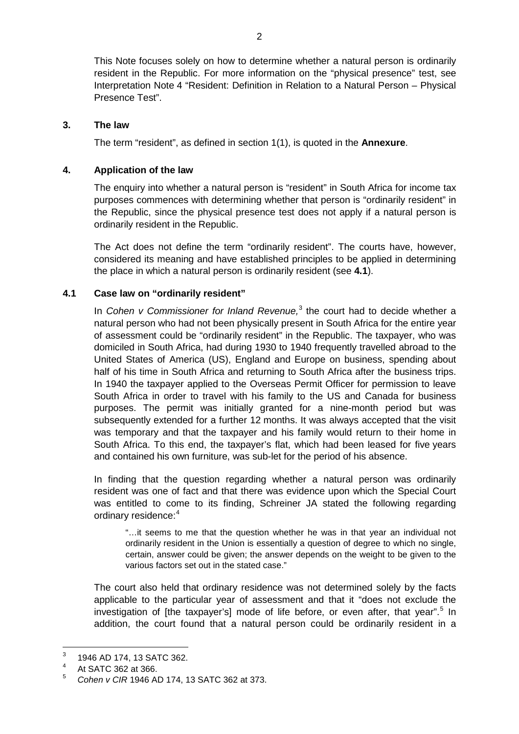This Note focuses solely on how to determine whether a natural person is ordinarily resident in the Republic. For more information on the "physical presence" test, see Interpretation Note 4 "Resident: Definition in Relation to a Natural Person – Physical Presence Test".

## 3. The law

The term "resident", as defined in section 1(1), is quoted in the **Annexure**.

## 4. Application of the law

The enquiry into whether a natural person is "resident" in South Africa for income tax purposes commences with determining whether that person is "ordinarily resident" in the Republic, since the physical presence test does not apply if a natural person is ordinarily resident in the Republic.

The Act does not define the term "ordinarily resident". The courts have, however, considered its meaning and have established principles to be applied in determining the place in which a natural person is ordinarily resident (see **4.1**).

### 4.1 Case law on "ordinarily resident"

In *Cohen v Commissioner for Inland Revenue,*[3] the court had to decide whether a natural person who had not been physically present in South Africa for the entire year of assessment could be "ordinarily resident" in the Republic. The taxpayer, who was domiciled in South Africa, had during 1930 to 1940 frequently travelled abroad to the United States of America (US), England and Europe on business, spending about half of his time in South Africa and returning to South Africa after the business trips. In 1940 the taxpayer applied to the Overseas Permit Officer for permission to leave South Africa in order to travel with his family to the US and Canada for business purposes. The permit was initially granted for a nine-month period but was subsequently extended for a further 12 months. It was always accepted that the visit was temporary and that the taxpayer and his family would return to their home in South Africa. To this end, the taxpayer's flat, which had been leased for five years and contained his own furniture, was sub-let for the period of his absence.

In finding that the question regarding whether a natural person was ordinarily resident was one of fact and that there was evidence upon which the Special Court was entitled to come to its finding, Schreiner JA stated the following regarding ordinary residence:[4]

> "…it seems to me that the question whether he was in that year an individual not ordinarily resident in the Union is essentially a question of degree to which no single, certain, answer could be given; the answer depends on the weight to be given to the various factors set out in the stated case."

The court also held that ordinary residence was not determined solely by the facts applicable to the particular year of assessment and that it "does not exclude the investigation of [the taxpayer's] mode of life before, or even after, that year".[5] In addition, the court found that a natural person could be ordinarily resident in a

---

[3] 1946 AD 174, 13 SATC 362.

[4] At SATC 362 at 366.

[5] *Cohen v CIR* 1946 AD 174, 13 SATC 362 at 373.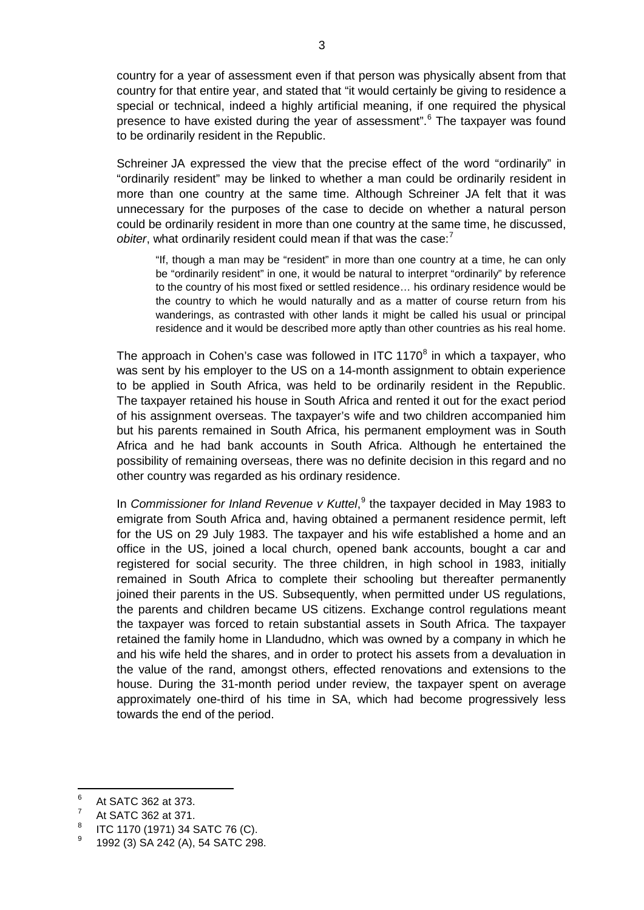country for a year of assessment even if that person was physically absent from that country for that entire year, and stated that "it would certainly be giving to residence a special or technical, indeed a highly artificial meaning, if one required the physical presence to have existed during the year of assessment".[6] The taxpayer was found to be ordinarily resident in the Republic.

Schreiner JA expressed the view that the precise effect of the word "ordinarily" in "ordinarily resident" may be linked to whether a man could be ordinarily resident in more than one country at the same time. Although Schreiner JA felt that it was unnecessary for the purposes of the case to decide on whether a natural person could be ordinarily resident in more than one country at the same time, he discussed, *obiter*, what ordinarily resident could mean if that was the case:[7]

> "If, though a man may be "resident" in more than one country at a time, he can only be "ordinarily resident" in one, it would be natural to interpret "ordinarily" by reference to the country of his most fixed or settled residence… his ordinary residence would be the country to which he would naturally and as a matter of course return from his wanderings, as contrasted with other lands it might be called his usual or principal residence and it would be described more aptly than other countries as his real home.

The approach in Cohen's case was followed in ITC 1170[8] in which a taxpayer, who was sent by his employer to the US on a 14-month assignment to obtain experience to be applied in South Africa, was held to be ordinarily resident in the Republic. The taxpayer retained his house in South Africa and rented it out for the exact period of his assignment overseas. The taxpayer's wife and two children accompanied him but his parents remained in South Africa, his permanent employment was in South Africa and he had bank accounts in South Africa. Although he entertained the possibility of remaining overseas, there was no definite decision in this regard and no other country was regarded as his ordinary residence.

In *Commissioner for Inland Revenue v Kuttel*,[9] the taxpayer decided in May 1983 to emigrate from South Africa and, having obtained a permanent residence permit, left for the US on 29 July 1983. The taxpayer and his wife established a home and an office in the US, joined a local church, opened bank accounts, bought a car and registered for social security. The three children, in high school in 1983, initially remained in South Africa to complete their schooling but thereafter permanently joined their parents in the US. Subsequently, when permitted under US regulations, the parents and children became US citizens. Exchange control regulations meant the taxpayer was forced to retain substantial assets in South Africa. The taxpayer retained the family home in Llandudno, which was owned by a company in which he and his wife held the shares, and in order to protect his assets from a devaluation in the value of the rand, amongst others, effected renovations and extensions to the house. During the 31-month period under review, the taxpayer spent on average approximately one-third of his time in SA, which had become progressively less towards the end of the period.

---

[6] At SATC 362 at 373.

[7] At SATC 362 at 371.

[8] ITC 1170 (1971) 34 SATC 76 (C).

[9] 1992 (3) SA 242 (A), 54 SATC 298.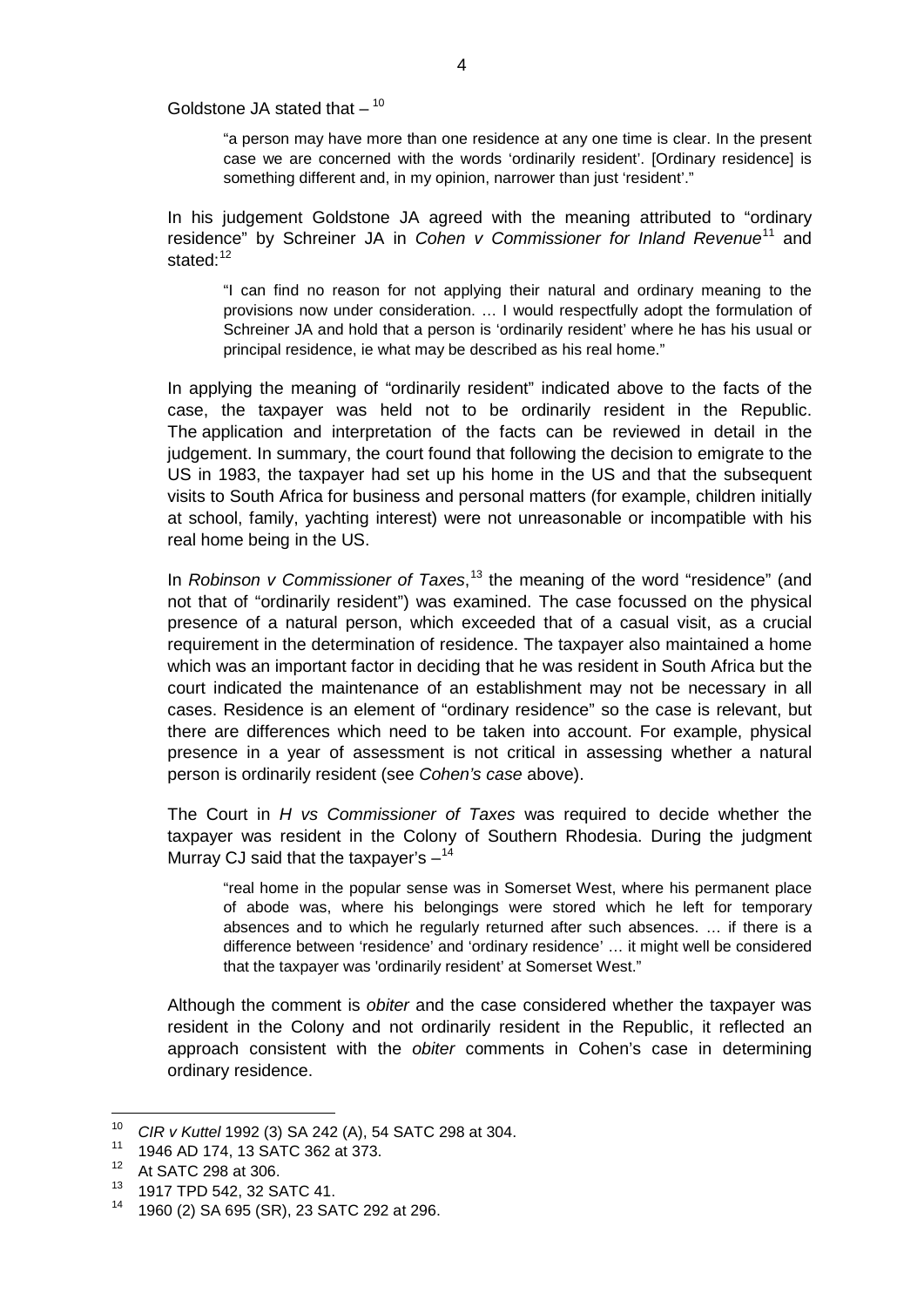Goldstone JA stated that – [10]

> "a person may have more than one residence at any one time is clear. In the present case we are concerned with the words 'ordinarily resident'. [Ordinary residence] is something different and, in my opinion, narrower than just 'resident'."

In his judgement Goldstone JA agreed with the meaning attributed to "ordinary residence" by Schreiner JA in *Cohen v Commissioner for Inland Revenue*[11] and stated:[12]

> "I can find no reason for not applying their natural and ordinary meaning to the provisions now under consideration. … I would respectfully adopt the formulation of Schreiner JA and hold that a person is 'ordinarily resident' where he has his usual or principal residence, ie what may be described as his real home."

In applying the meaning of "ordinarily resident" indicated above to the facts of the case, the taxpayer was held not to be ordinarily resident in the Republic. The application and interpretation of the facts can be reviewed in detail in the judgement. In summary, the court found that following the decision to emigrate to the US in 1983, the taxpayer had set up his home in the US and that the subsequent visits to South Africa for business and personal matters (for example, children initially at school, family, yachting interest) were not unreasonable or incompatible with his real home being in the US.

In *Robinson v Commissioner of Taxes*,[13] the meaning of the word "residence" (and not that of "ordinarily resident") was examined. The case focussed on the physical presence of a natural person, which exceeded that of a casual visit, as a crucial requirement in the determination of residence. The taxpayer also maintained a home which was an important factor in deciding that he was resident in South Africa but the court indicated the maintenance of an establishment may not be necessary in all cases. Residence is an element of "ordinary residence" so the case is relevant, but there are differences which need to be taken into account. For example, physical presence in a year of assessment is not critical in assessing whether a natural person is ordinarily resident (see *Cohen's case* above).

The Court in *H vs Commissioner of Taxes* was required to decide whether the taxpayer was resident in the Colony of Southern Rhodesia. During the judgment Murray CJ said that the taxpayer's –[14]

> "real home in the popular sense was in Somerset West, where his permanent place of abode was, where his belongings were stored which he left for temporary absences and to which he regularly returned after such absences. … if there is a difference between 'residence' and 'ordinary residence' … it might well be considered that the taxpayer was 'ordinarily resident' at Somerset West."

Although the comment is *obiter* and the case considered whether the taxpayer was resident in the Colony and not ordinarily resident in the Republic, it reflected an approach consistent with the *obiter* comments in Cohen's case in determining ordinary residence.

---

[10] *CIR v Kuttel* 1992 (3) SA 242 (A), 54 SATC 298 at 304.

[11] 1946 AD 174, 13 SATC 362 at 373.

[12] At SATC 298 at 306.

[13] 1917 TPD 542, 32 SATC 41.

[14] 1960 (2) SA 695 (SR), 23 SATC 292 at 296.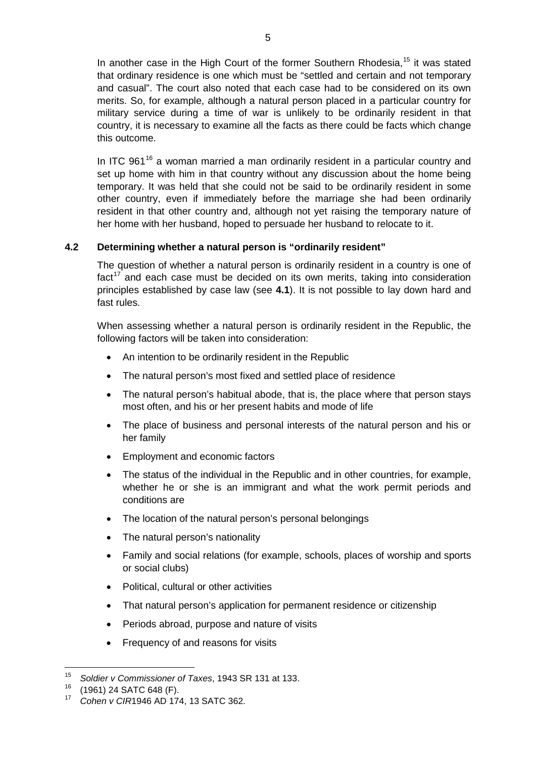In another case in the High Court of the former Southern Rhodesia,[15] it was stated that ordinary residence is one which must be "settled and certain and not temporary and casual". The court also noted that each case had to be considered on its own merits. So, for example, although a natural person placed in a particular country for military service during a time of war is unlikely to be ordinarily resident in that country, it is necessary to examine all the facts as there could be facts which change this outcome.

In ITC 961[16] a woman married a man ordinarily resident in a particular country and set up home with him in that country without any discussion about the home being temporary. It was held that she could not be said to be ordinarily resident in some other country, even if immediately before the marriage she had been ordinarily resident in that other country and, although not yet raising the temporary nature of her home with her husband, hoped to persuade her husband to relocate to it.

### 4.2 Determining whether a natural person is "ordinarily resident"

The question of whether a natural person is ordinarily resident in a country is one of fact[17] and each case must be decided on its own merits, taking into consideration principles established by case law (see **4.1**). It is not possible to lay down hard and fast rules.

When assessing whether a natural person is ordinarily resident in the Republic, the following factors will be taken into consideration:

- An intention to be ordinarily resident in the Republic
- The natural person's most fixed and settled place of residence
- The natural person's habitual abode, that is, the place where that person stays most often, and his or her present habits and mode of life
- The place of business and personal interests of the natural person and his or her family
- Employment and economic factors
- The status of the individual in the Republic and in other countries, for example, whether he or she is an immigrant and what the work permit periods and conditions are
- The location of the natural person's personal belongings
- The natural person's nationality
- Family and social relations (for example, schools, places of worship and sports or social clubs)
- Political, cultural or other activities
- That natural person's application for permanent residence or citizenship
- Periods abroad, purpose and nature of visits
- Frequency of and reasons for visits

---

[15] *Soldier v Commissioner of Taxes*, 1943 SR 131 at 133.

[16] (1961) 24 SATC 648 (F).

[17] *Cohen v CIR*1946 AD 174, 13 SATC 362.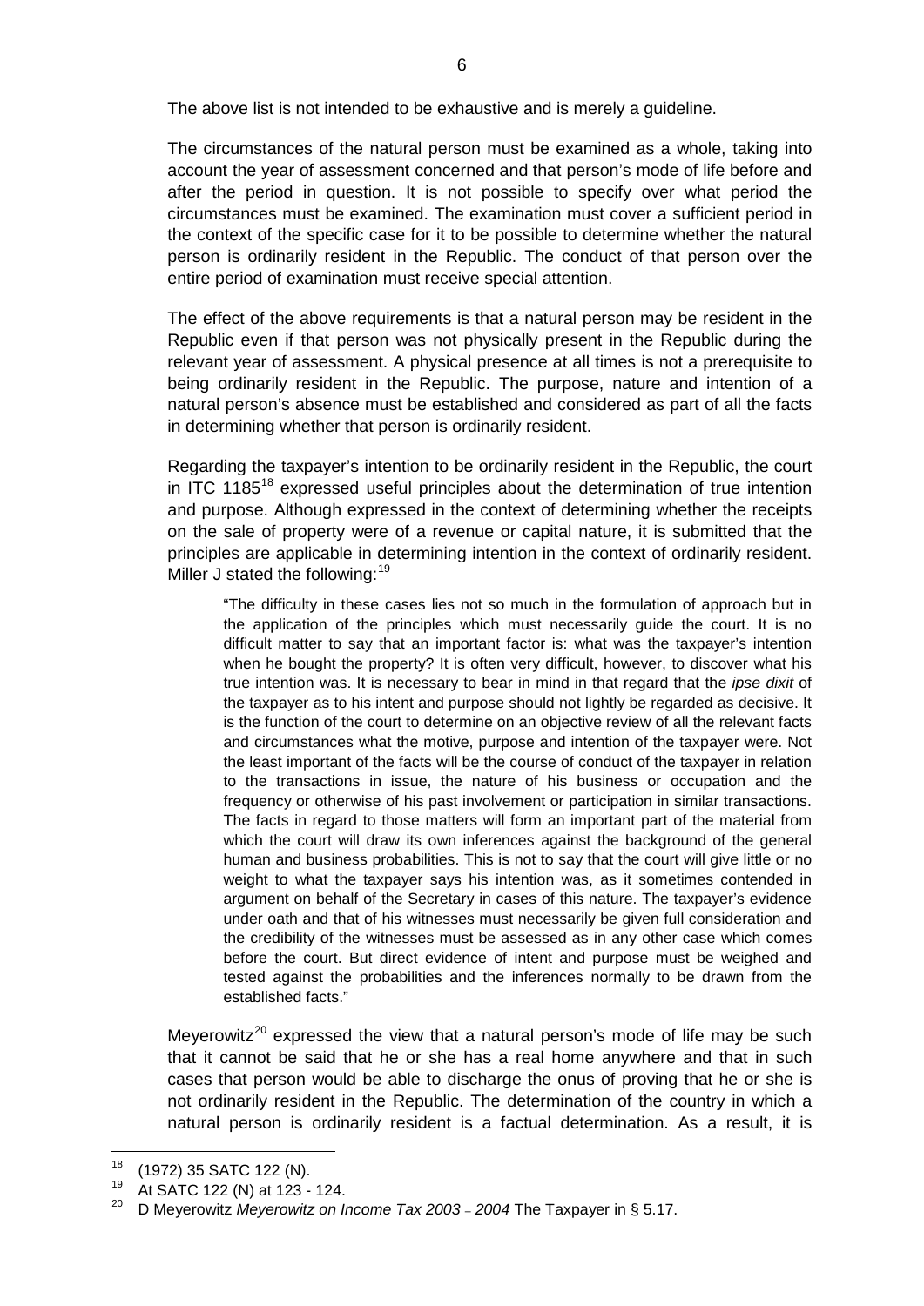The above list is not intended to be exhaustive and is merely a guideline.

The circumstances of the natural person must be examined as a whole, taking into account the year of assessment concerned and that person's mode of life before and after the period in question. It is not possible to specify over what period the circumstances must be examined. The examination must cover a sufficient period in the context of the specific case for it to be possible to determine whether the natural person is ordinarily resident in the Republic. The conduct of that person over the entire period of examination must receive special attention.

The effect of the above requirements is that a natural person may be resident in the Republic even if that person was not physically present in the Republic during the relevant year of assessment. A physical presence at all times is not a prerequisite to being ordinarily resident in the Republic. The purpose, nature and intention of a natural person's absence must be established and considered as part of all the facts in determining whether that person is ordinarily resident.

Regarding the taxpayer's intention to be ordinarily resident in the Republic, the court in ITC 1185[18] expressed useful principles about the determination of true intention and purpose. Although expressed in the context of determining whether the receipts on the sale of property were of a revenue or capital nature, it is submitted that the principles are applicable in determining intention in the context of ordinarily resident. Miller J stated the following:[19]

> "The difficulty in these cases lies not so much in the formulation of approach but in the application of the principles which must necessarily guide the court. It is no difficult matter to say that an important factor is: what was the taxpayer's intention when he bought the property? It is often very difficult, however, to discover what his true intention was. It is necessary to bear in mind in that regard that the *ipse dixit* of the taxpayer as to his intent and purpose should not lightly be regarded as decisive. It is the function of the court to determine on an objective review of all the relevant facts and circumstances what the motive, purpose and intention of the taxpayer were. Not the least important of the facts will be the course of conduct of the taxpayer in relation to the transactions in issue, the nature of his business or occupation and the frequency or otherwise of his past involvement or participation in similar transactions. The facts in regard to those matters will form an important part of the material from which the court will draw its own inferences against the background of the general human and business probabilities. This is not to say that the court will give little or no weight to what the taxpayer says his intention was, as it sometimes contended in argument on behalf of the Secretary in cases of this nature. The taxpayer's evidence under oath and that of his witnesses must necessarily be given full consideration and the credibility of the witnesses must be assessed as in any other case which comes before the court. But direct evidence of intent and purpose must be weighed and tested against the probabilities and the inferences normally to be drawn from the established facts."

Meyerowitz[20] expressed the view that a natural person's mode of life may be such that it cannot be said that he or she has a real home anywhere and that in such cases that person would be able to discharge the onus of proving that he or she is not ordinarily resident in the Republic. The determination of the country in which a natural person is ordinarily resident is a factual determination. As a result, it is

---

[18] (1972) 35 SATC 122 (N).

[19] At SATC 122 (N) at 123 - 124.

[20] D Meyerowitz *Meyerowitz on Income Tax 2003 – 2004* The Taxpayer in § 5.17.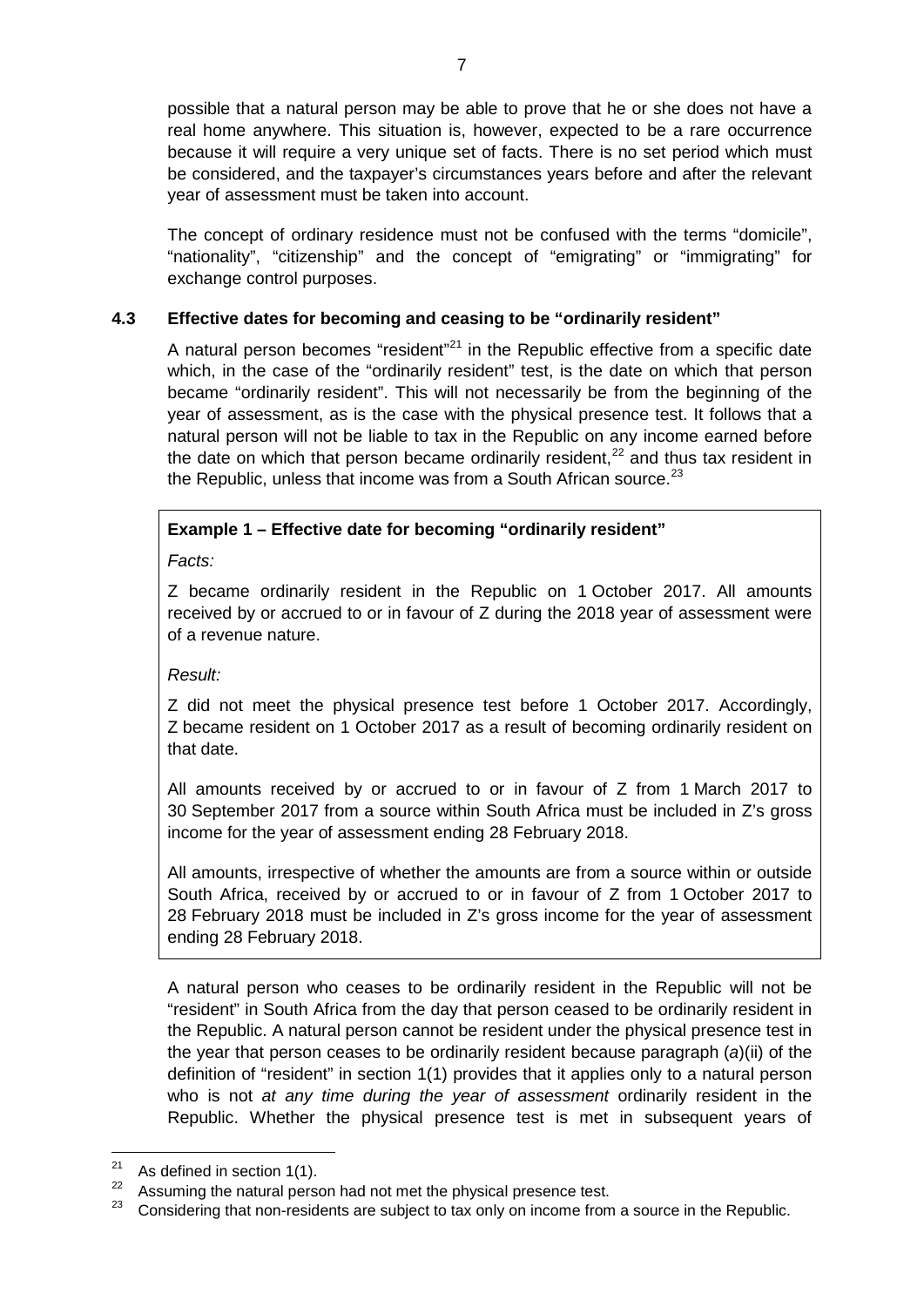possible that a natural person may be able to prove that he or she does not have a real home anywhere. This situation is, however, expected to be a rare occurrence because it will require a very unique set of facts. There is no set period which must be considered, and the taxpayer's circumstances years before and after the relevant year of assessment must be taken into account.

The concept of ordinary residence must not be confused with the terms "domicile", "nationality", "citizenship" and the concept of "emigrating" or "immigrating" for exchange control purposes.

### 4.3 Effective dates for becoming and ceasing to be "ordinarily resident"

A natural person becomes "resident"[21] in the Republic effective from a specific date which, in the case of the "ordinarily resident" test, is the date on which that person became "ordinarily resident". This will not necessarily be from the beginning of the year of assessment, as is the case with the physical presence test. It follows that a natural person will not be liable to tax in the Republic on any income earned before the date on which that person became ordinarily resident,[22] and thus tax resident in the Republic, unless that income was from a South African source.[23]

> **Example 1 – Effective date for becoming "ordinarily resident"**
>
> *Facts:*
>
> Z became ordinarily resident in the Republic on 1 October 2017. All amounts received by or accrued to or in favour of Z during the 2018 year of assessment were of a revenue nature.
>
> *Result:*
>
> Z did not meet the physical presence test before 1 October 2017. Accordingly, Z became resident on 1 October 2017 as a result of becoming ordinarily resident on that date.
>
> All amounts received by or accrued to or in favour of Z from 1 March 2017 to 30 September 2017 from a source within South Africa must be included in Z's gross income for the year of assessment ending 28 February 2018.
>
> All amounts, irrespective of whether the amounts are from a source within or outside South Africa, received by or accrued to or in favour of Z from 1 October 2017 to 28 February 2018 must be included in Z's gross income for the year of assessment ending 28 February 2018.

A natural person who ceases to be ordinarily resident in the Republic will not be "resident" in South Africa from the day that person ceased to be ordinarily resident in the Republic. A natural person cannot be resident under the physical presence test in the year that person ceases to be ordinarily resident because paragraph (*a*)(ii) of the definition of "resident" in section 1(1) provides that it applies only to a natural person who is not *at any time during the year of assessment* ordinarily resident in the Republic. Whether the physical presence test is met in subsequent years of

---

[21] As defined in section 1(1).

[22] Assuming the natural person had not met the physical presence test.

[23] Considering that non-residents are subject to tax only on income from a source in the Republic.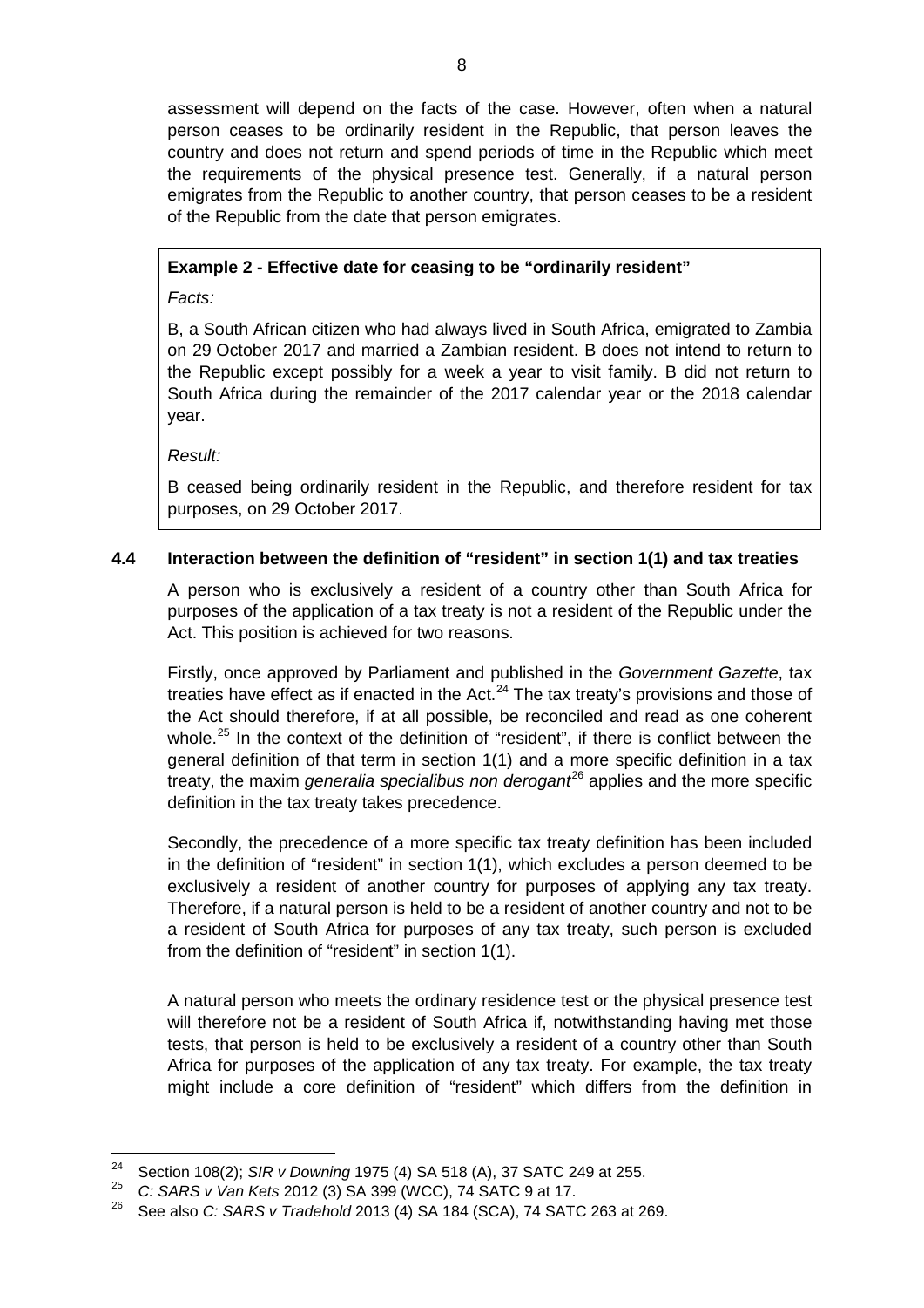assessment will depend on the facts of the case. However, often when a natural person ceases to be ordinarily resident in the Republic, that person leaves the country and does not return and spend periods of time in the Republic which meet the requirements of the physical presence test. Generally, if a natural person emigrates from the Republic to another country, that person ceases to be a resident of the Republic from the date that person emigrates.

> **Example 2 - Effective date for ceasing to be "ordinarily resident"**
>
> *Facts:*
>
> B, a South African citizen who had always lived in South Africa, emigrated to Zambia on 29 October 2017 and married a Zambian resident. B does not intend to return to the Republic except possibly for a week a year to visit family. B did not return to South Africa during the remainder of the 2017 calendar year or the 2018 calendar year.
>
> *Result:*
>
> B ceased being ordinarily resident in the Republic, and therefore resident for tax purposes, on 29 October 2017.

### 4.4 Interaction between the definition of "resident" in section 1(1) and tax treaties

A person who is exclusively a resident of a country other than South Africa for purposes of the application of a tax treaty is not a resident of the Republic under the Act. This position is achieved for two reasons.

Firstly, once approved by Parliament and published in the *Government Gazette*, tax treaties have effect as if enacted in the Act.[24] The tax treaty's provisions and those of the Act should therefore, if at all possible, be reconciled and read as one coherent whole.[25] In the context of the definition of "resident", if there is conflict between the general definition of that term in section 1(1) and a more specific definition in a tax treaty, the maxim *generalia specialibus non derogant*[26] applies and the more specific definition in the tax treaty takes precedence.

Secondly, the precedence of a more specific tax treaty definition has been included in the definition of "resident" in section 1(1), which excludes a person deemed to be exclusively a resident of another country for purposes of applying any tax treaty. Therefore, if a natural person is held to be a resident of another country and not to be a resident of South Africa for purposes of any tax treaty, such person is excluded from the definition of "resident" in section 1(1).

A natural person who meets the ordinary residence test or the physical presence test will therefore not be a resident of South Africa if, notwithstanding having met those tests, that person is held to be exclusively a resident of a country other than South Africa for purposes of the application of any tax treaty. For example, the tax treaty might include a core definition of "resident" which differs from the definition in

---

[24] Section 108(2); *SIR v Downing* 1975 (4) SA 518 (A), 37 SATC 249 at 255.

[25] *C: SARS v Van Kets* 2012 (3) SA 399 (WCC), 74 SATC 9 at 17.

[26] See also *C: SARS v Tradehold* 2013 (4) SA 184 (SCA), 74 SATC 263 at 269.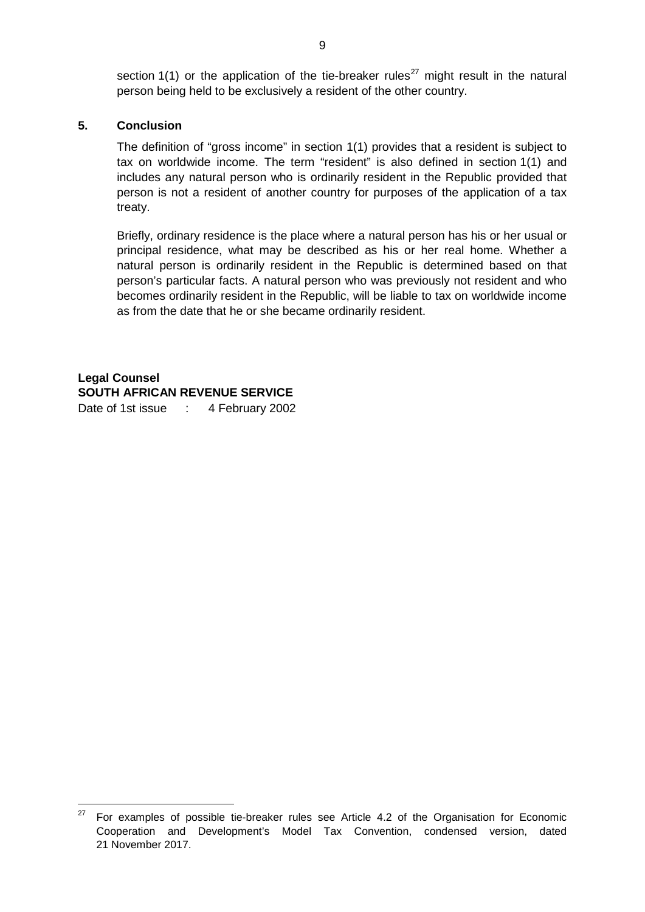section 1(1) or the application of the tie-breaker rules[27] might result in the natural person being held to be exclusively a resident of the other country.

## 5. Conclusion

The definition of "gross income" in section 1(1) provides that a resident is subject to tax on worldwide income. The term "resident" is also defined in section 1(1) and includes any natural person who is ordinarily resident in the Republic provided that person is not a resident of another country for purposes of the application of a tax treaty.

Briefly, ordinary residence is the place where a natural person has his or her usual or principal residence, what may be described as his or her real home. Whether a natural person is ordinarily resident in the Republic is determined based on that person's particular facts. A natural person who was previously not resident and who becomes ordinarily resident in the Republic, will be liable to tax on worldwide income as from the date that he or she became ordinarily resident.

**Legal Counsel**
**SOUTH AFRICAN REVENUE SERVICE**
Date of 1st issue : 4 February 2002

---

[27] For examples of possible tie-breaker rules see Article 4.2 of the Organisation for Economic Cooperation and Development's Model Tax Convention, condensed version, dated 21 November 2017.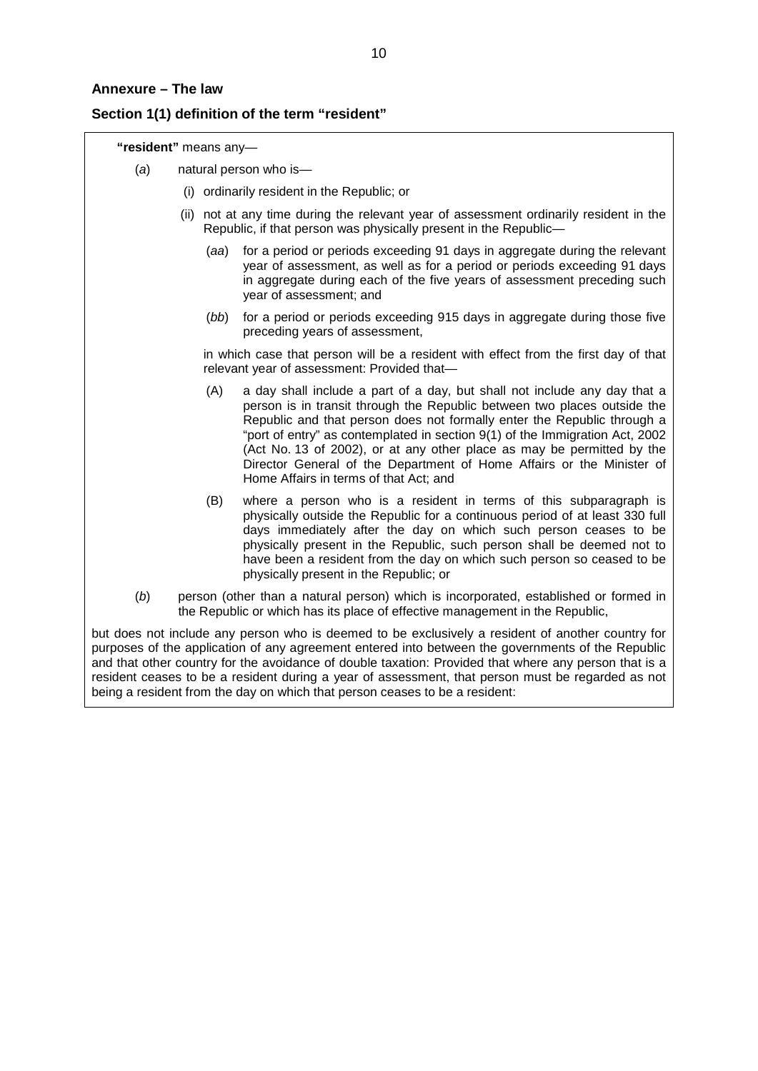## Annexure – The law

### Section 1(1) definition of the term "resident"

**"resident"** means any—

(*a*) natural person who is—

(i) ordinarily resident in the Republic; or

(ii) not at any time during the relevant year of assessment ordinarily resident in the Republic, if that person was physically present in the Republic—

(*aa*) for a period or periods exceeding 91 days in aggregate during the relevant year of assessment, as well as for a period or periods exceeding 91 days in aggregate during each of the five years of assessment preceding such year of assessment; and

(*bb*) for a period or periods exceeding 915 days in aggregate during those five preceding years of assessment,

in which case that person will be a resident with effect from the first day of that relevant year of assessment: Provided that—

(A) a day shall include a part of a day, but shall not include any day that a person is in transit through the Republic between two places outside the Republic and that person does not formally enter the Republic through a "port of entry" as contemplated in section 9(1) of the Immigration Act, 2002 (Act No. 13 of 2002), or at any other place as may be permitted by the Director General of the Department of Home Affairs or the Minister of Home Affairs in terms of that Act; and

(B) where a person who is a resident in terms of this subparagraph is physically outside the Republic for a continuous period of at least 330 full days immediately after the day on which such person ceases to be physically present in the Republic, such person shall be deemed not to have been a resident from the day on which such person so ceased to be physically present in the Republic; or

(*b*) person (other than a natural person) which is incorporated, established or formed in the Republic or which has its place of effective management in the Republic,

but does not include any person who is deemed to be exclusively a resident of another country for purposes of the application of any agreement entered into between the governments of the Republic and that other country for the avoidance of double taxation: Provided that where any person that is a resident ceases to be a resident during a year of assessment, that person must be regarded as not being a resident from the day on which that person ceases to be a resident: